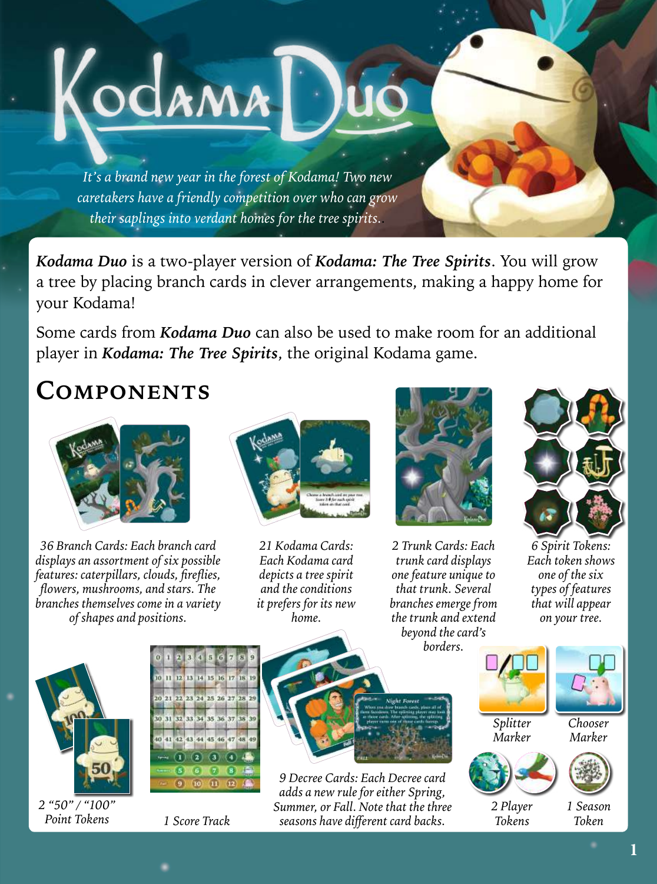# Kodama Duo

*It's a brand new year in the forest of Kodama! Two new caretakers have a friendly competition over who can grow their saplings into verdant homes for the tree spirits.*

***Kodama Duo*** is a two-player version of ***Kodama: The Tree Spirits***. You will grow a tree by placing branch cards in clever arrangements, making a happy home for your Kodama!

Some cards from ***Kodama Duo*** can also be used to make room for an additional player in ***Kodama: The Tree Spirits***, the original Kodama game.

## Components

*36 Branch Cards: Each branch card displays an assortment of six possible features: caterpillars, clouds, fireflies, flowers, mushrooms, and stars. The branches themselves come in a variety of shapes and positions.*

*21 Kodama Cards: Each Kodama card depicts a tree spirit and the conditions it prefers for its new home.*

*2 Trunk Cards: Each trunk card displays one feature unique to that trunk. Several branches emerge from the trunk and extend beyond the card's borders.*

*6 Spirit Tokens: Each token shows one of the six types of features that will appear on your tree.*

*2 "50" / "100" Point Tokens*

*1 Score Track*

*9 Decree Cards: Each Decree card adds a new rule for either Spring, Summer, or Fall. Note that the three seasons have different card backs.*

*Splitter Marker*

*Chooser Marker*

*2 Player Tokens*

*1 Season Token*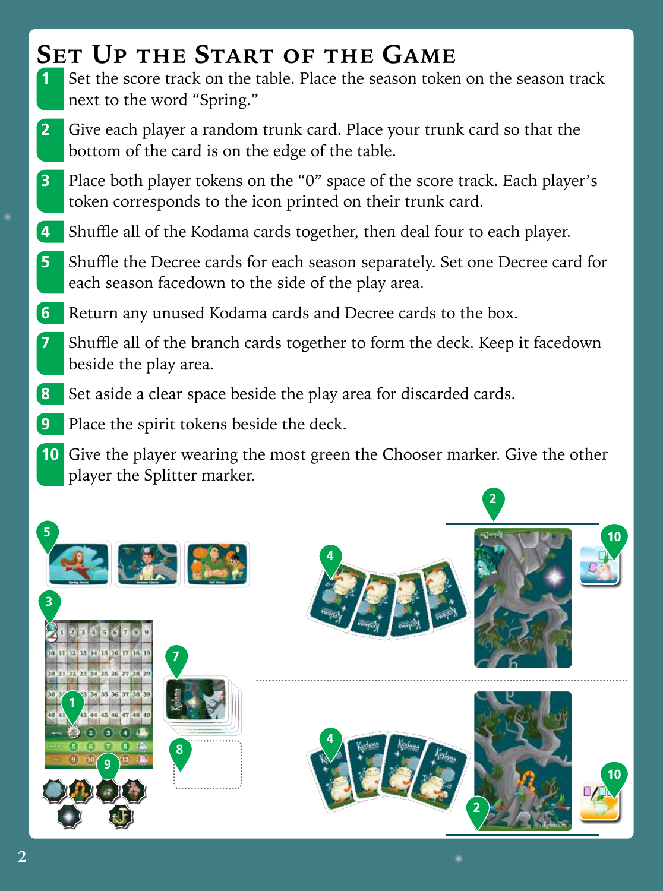# Set Up the Start of the Game

1. Set the score track on the table. Place the season token on the season track next to the word "Spring."
2. Give each player a random trunk card. Place your trunk card so that the bottom of the card is on the edge of the table.
3. Place both player tokens on the "0" space of the score track. Each player's token corresponds to the icon printed on their trunk card.
4. Shuffle all of the Kodama cards together, then deal four to each player.
5. Shuffle the Decree cards for each season separately. Set one Decree card for each season facedown to the side of the play area.
6. Return any unused Kodama cards and Decree cards to the box.
7. Shuffle all of the branch cards together to form the deck. Keep it facedown beside the play area.
8. Set aside a clear space beside the play area for discarded cards.
9. Place the spirit tokens beside the deck.
10. Give the player wearing the most green the Chooser marker. Give the other player the Splitter marker.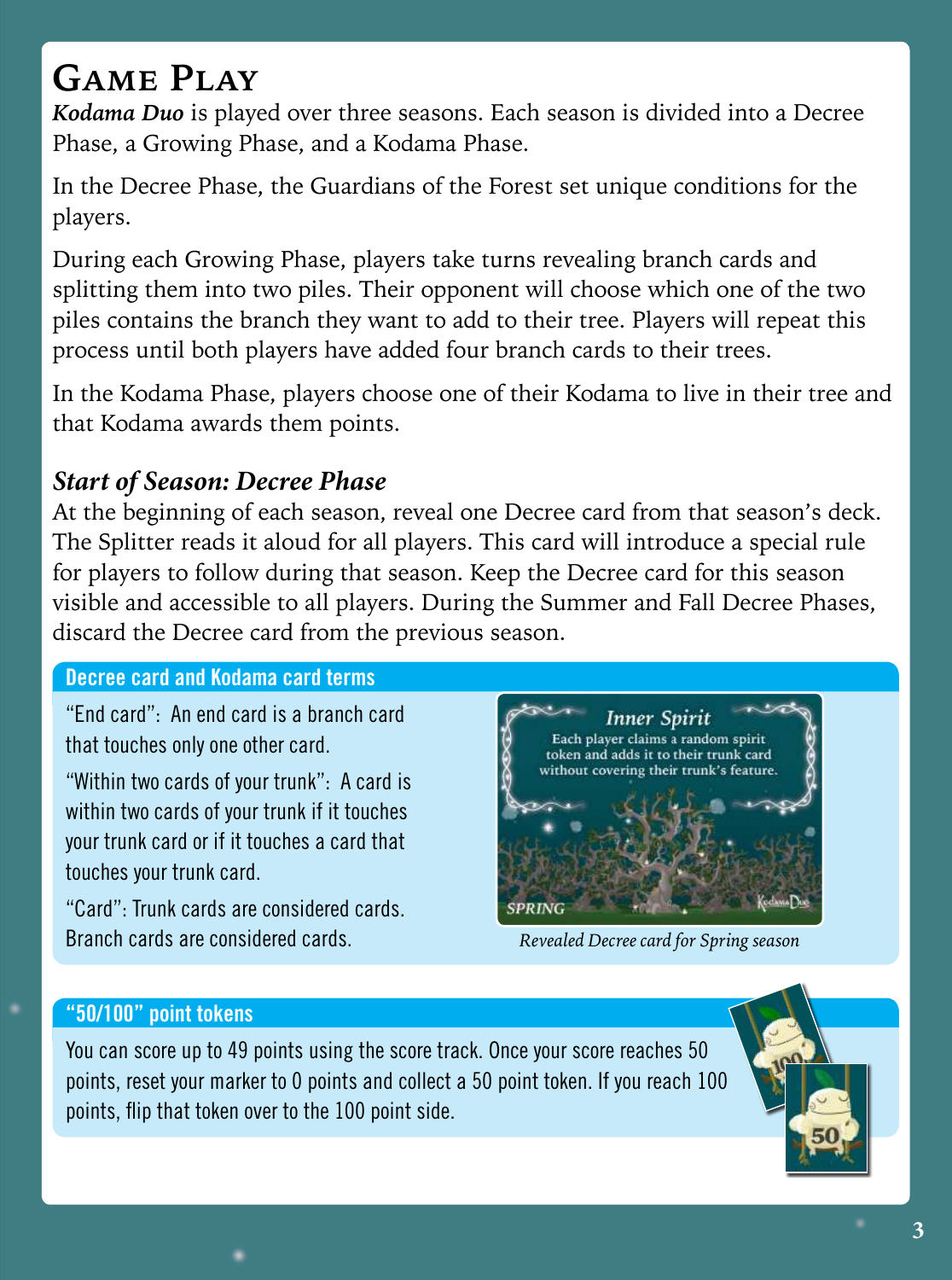# Game Play

***Kodama Duo*** is played over three seasons. Each season is divided into a Decree Phase, a Growing Phase, and a Kodama Phase.

In the Decree Phase, the Guardians of the Forest set unique conditions for the players.

During each Growing Phase, players take turns revealing branch cards and splitting them into two piles. Their opponent will choose which one of the two piles contains the branch they want to add to their tree. Players will repeat this process until both players have added four branch cards to their trees.

In the Kodama Phase, players choose one of their Kodama to live in their tree and that Kodama awards them points.

### *Start of Season: Decree Phase*

At the beginning of each season, reveal one Decree card from that season's deck. The Splitter reads it aloud for all players. This card will introduce a special rule for players to follow during that season. Keep the Decree card for this season visible and accessible to all players. During the Summer and Fall Decree Phases, discard the Decree card from the previous season.

#### Decree card and Kodama card terms

"End card": An end card is a branch card that touches only one other card.

"Within two cards of your trunk": A card is within two cards of your trunk if it touches your trunk card or if it touches a card that touches your trunk card.

"Card": Trunk cards are considered cards. Branch cards are considered cards.

**Inner Spirit**

Each player claims a random spirit token and adds it to their trunk card without covering their trunk's feature.

SPRING

*Revealed Decree card for Spring season*

#### "50/100" point tokens

You can score up to 49 points using the score track. Once your score reaches 50 points, reset your marker to 0 points and collect a 50 point token. If you reach 100 points, flip that token over to the 100 point side.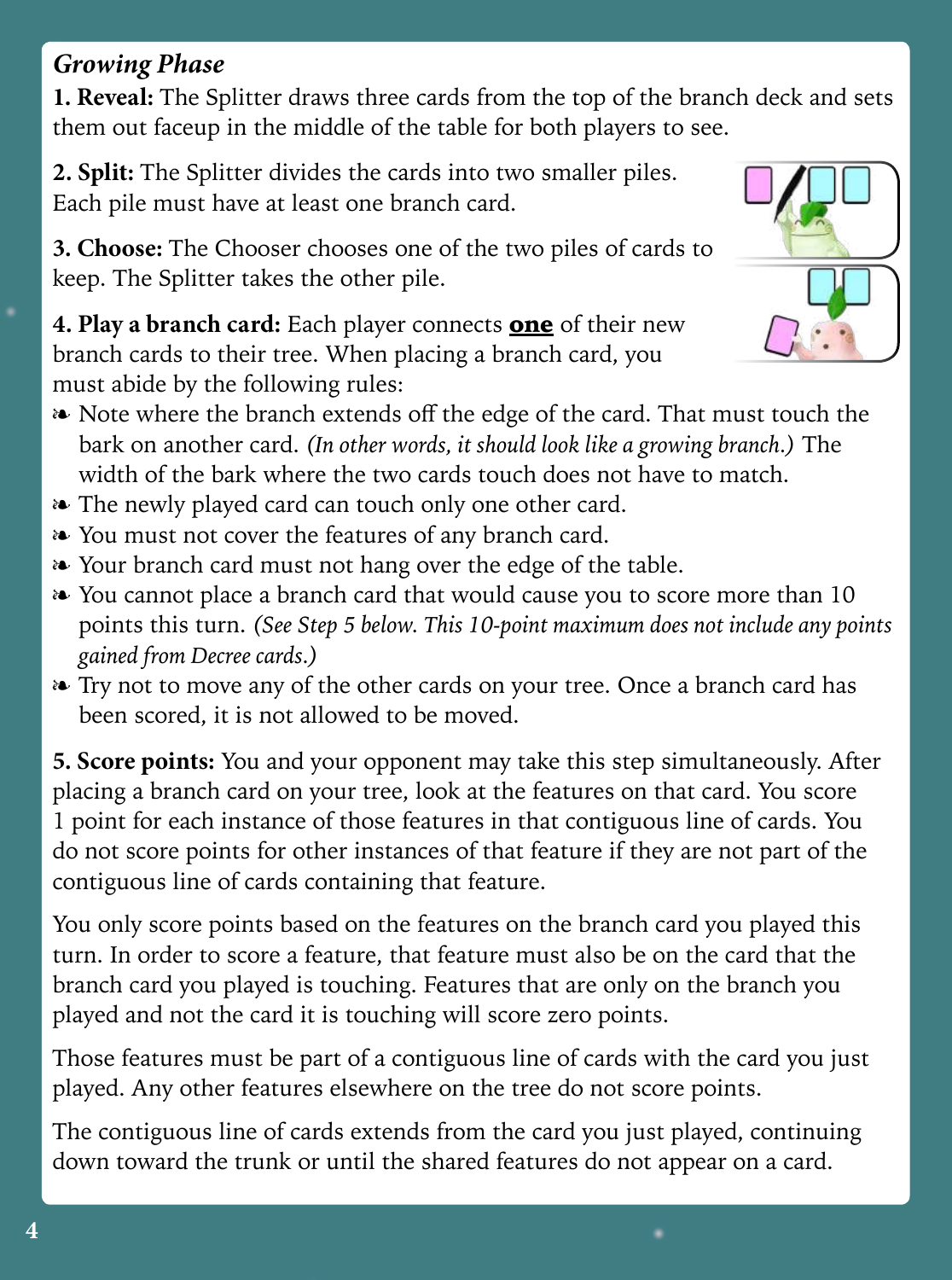### *Growing Phase*

**1. Reveal:** The Splitter draws three cards from the top of the branch deck and sets them out faceup in the middle of the table for both players to see.

**2. Split:** The Splitter divides the cards into two smaller piles. Each pile must have at least one branch card.

**3. Choose:** The Chooser chooses one of the two piles of cards to keep. The Splitter takes the other pile.

**4. Play a branch card:** Each player connects **one** of their new branch cards to their tree. When placing a branch card, you must abide by the following rules:

- Note where the branch extends off the edge of the card. That must touch the bark on another card. *(In other words, it should look like a growing branch.)* The width of the bark where the two cards touch does not have to match.
- The newly played card can touch only one other card.
- You must not cover the features of any branch card.
- Your branch card must not hang over the edge of the table.
- You cannot place a branch card that would cause you to score more than 10 points this turn. *(See Step 5 below. This 10-point maximum does not include any points gained from Decree cards.)*
- Try not to move any of the other cards on your tree. Once a branch card has been scored, it is not allowed to be moved.

**5. Score points:** You and your opponent may take this step simultaneously. After placing a branch card on your tree, look at the features on that card. You score 1 point for each instance of those features in that contiguous line of cards. You do not score points for other instances of that feature if they are not part of the contiguous line of cards containing that feature.

You only score points based on the features on the branch card you played this turn. In order to score a feature, that feature must also be on the card that the branch card you played is touching. Features that are only on the branch you played and not the card it is touching will score zero points.

Those features must be part of a contiguous line of cards with the card you just played. Any other features elsewhere on the tree do not score points.

The contiguous line of cards extends from the card you just played, continuing down toward the trunk or until the shared features do not appear on a card.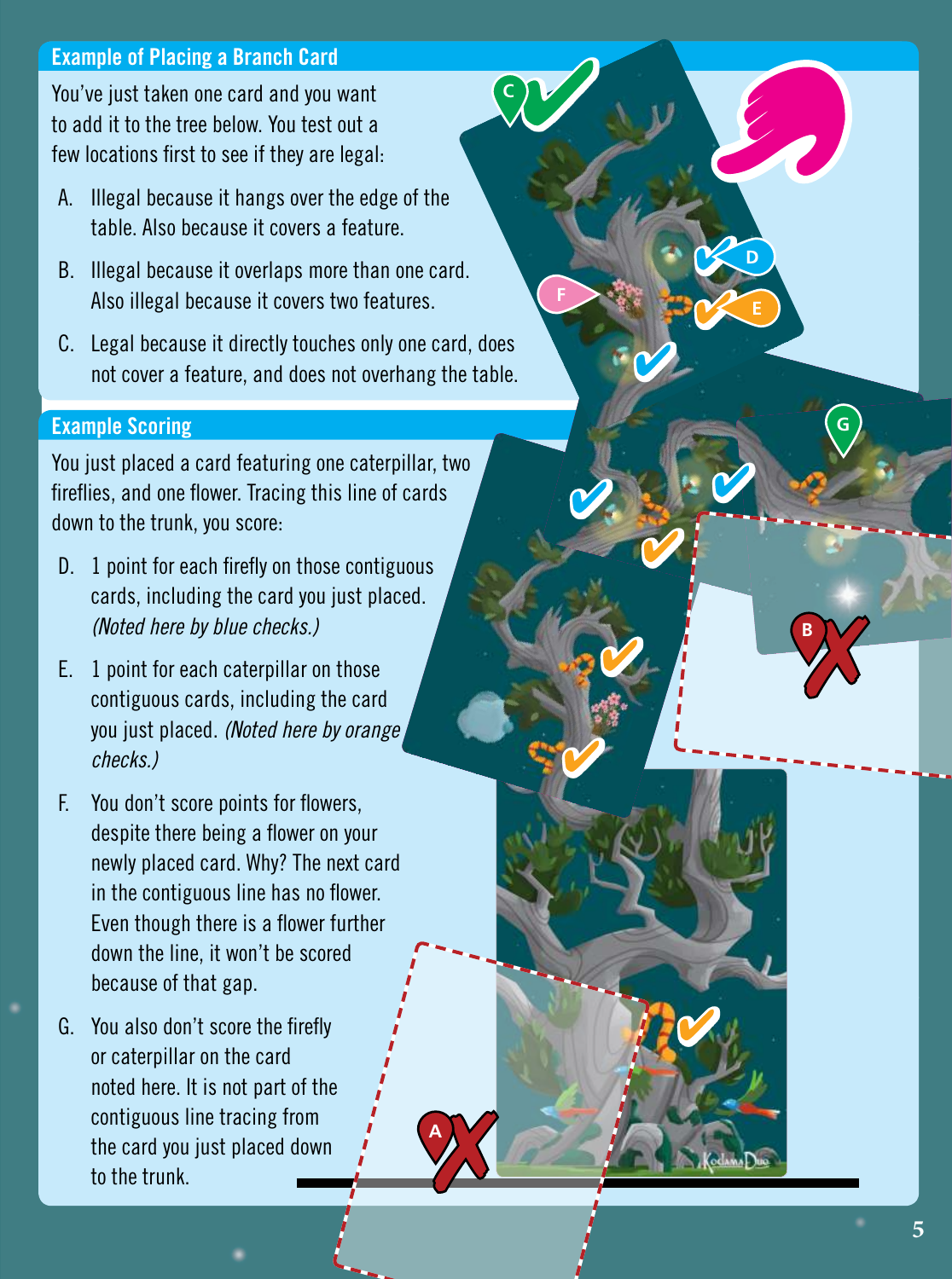## Example of Placing a Branch Card

You've just taken one card and you want to add it to the tree below. You test out a few locations first to see if they are legal:

A. Illegal because it hangs over the edge of the table. Also because it covers a feature.

B. Illegal because it overlaps more than one card. Also illegal because it covers two features.

C. Legal because it directly touches only one card, does not cover a feature, and does not overhang the table.

## Example Scoring

You just placed a card featuring one caterpillar, two fireflies, and one flower. Tracing this line of cards down to the trunk, you score:

D. 1 point for each firefly on those contiguous cards, including the card you just placed. *(Noted here by blue checks.)*

E. 1 point for each caterpillar on those contiguous cards, including the card you just placed. *(Noted here by orange checks.)*

F. You don't score points for flowers, despite there being a flower on your newly placed card. Why? The next card in the contiguous line has no flower. Even though there is a flower further down the line, it won't be scored because of that gap.

G. You also don't score the firefly or caterpillar on the card noted here. It is not part of the contiguous line tracing from the card you just placed down to the trunk.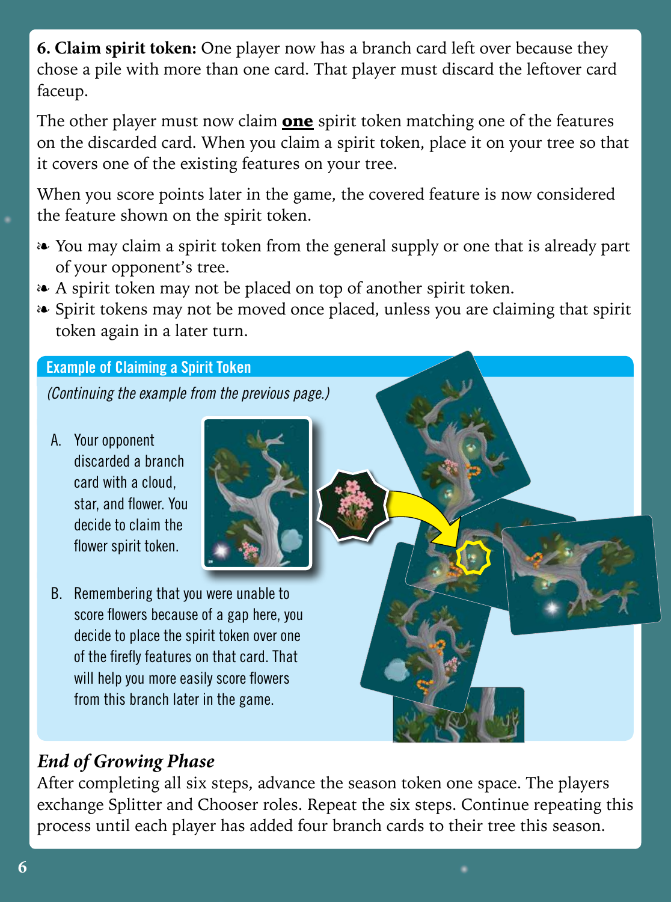**6. Claim spirit token:** One player now has a branch card left over because they chose a pile with more than one card. That player must discard the leftover card faceup.

The other player must now claim **one** spirit token matching one of the features on the discarded card. When you claim a spirit token, place it on your tree so that it covers one of the existing features on your tree.

When you score points later in the game, the covered feature is now considered the feature shown on the spirit token.

- You may claim a spirit token from the general supply or one that is already part of your opponent's tree.
- A spirit token may not be placed on top of another spirit token.
- Spirit tokens may not be moved once placed, unless you are claiming that spirit token again in a later turn.

### Example of Claiming a Spirit Token

*(Continuing the example from the previous page.)*

A. Your opponent discarded a branch card with a cloud, star, and flower. You decide to claim the flower spirit token.

B. Remembering that you were unable to score flowers because of a gap here, you decide to place the spirit token over one of the firefly features on that card. That will help you more easily score flowers from this branch later in the game.

## *End of Growing Phase*

After completing all six steps, advance the season token one space. The players exchange Splitter and Chooser roles. Repeat the six steps. Continue repeating this process until each player has added four branch cards to their tree this season.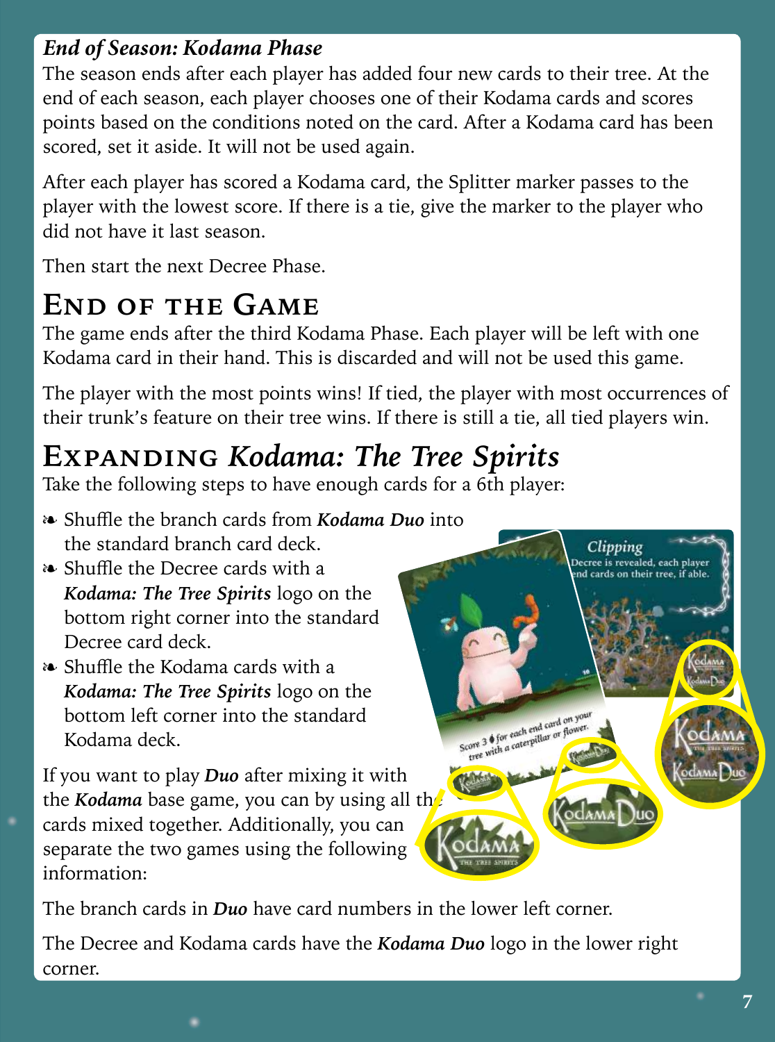### *End of Season: Kodama Phase*

The season ends after each player has added four new cards to their tree. At the end of each season, each player chooses one of their Kodama cards and scores points based on the conditions noted on the card. After a Kodama card has been scored, set it aside. It will not be used again.

After each player has scored a Kodama card, the Splitter marker passes to the player with the lowest score. If there is a tie, give the marker to the player who did not have it last season.

Then start the next Decree Phase.

## End of the Game

The game ends after the third Kodama Phase. Each player will be left with one Kodama card in their hand. This is discarded and will not be used this game.

The player with the most points wins! If tied, the player with most occurrences of their trunk's feature on their tree wins. If there is still a tie, all tied players win.

## Expanding *Kodama: The Tree Spirits*

Take the following steps to have enough cards for a 6th player:

- Shuffle the branch cards from ***Kodama Duo*** into the standard branch card deck.
- Shuffle the Decree cards with a ***Kodama: The Tree Spirits*** logo on the bottom right corner into the standard Decree card deck.
- Shuffle the Kodama cards with a ***Kodama: The Tree Spirits*** logo on the bottom left corner into the standard Kodama deck.

If you want to play ***Duo*** after mixing it with the ***Kodama*** base game, you can by using all the cards mixed together. Additionally, you can separate the two games using the following information:

The branch cards in ***Duo*** have card numbers in the lower left corner.

The Decree and Kodama cards have the ***Kodama Duo*** logo in the lower right corner.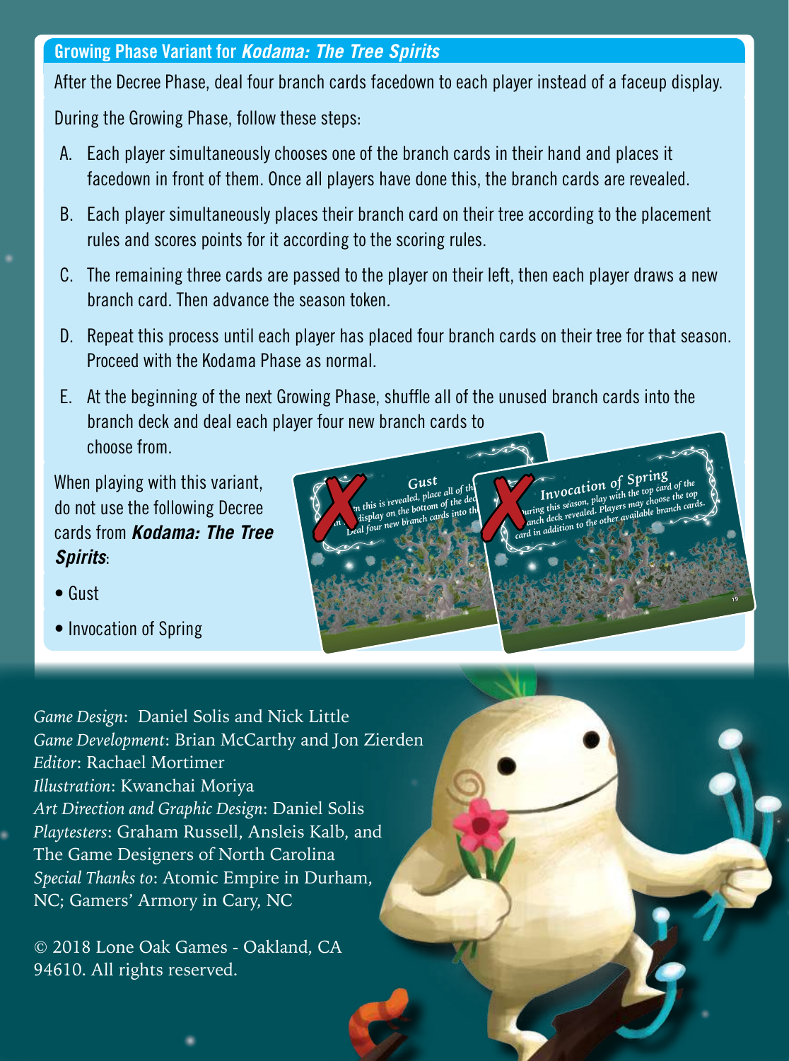## Growing Phase Variant for *Kodama: The Tree Spirits*

After the Decree Phase, deal four branch cards facedown to each player instead of a faceup display.

During the Growing Phase, follow these steps:

A. Each player simultaneously chooses one of the branch cards in their hand and places it facedown in front of them. Once all players have done this, the branch cards are revealed.

B. Each player simultaneously places their branch card on their tree according to the placement rules and scores points for it according to the scoring rules.

C. The remaining three cards are passed to the player on their left, then each player draws a new branch card. Then advance the season token.

D. Repeat this process until each player has placed four branch cards on their tree for that season. Proceed with the Kodama Phase as normal.

E. At the beginning of the next Growing Phase, shuffle all of the unused branch cards into the branch deck and deal each player four new branch cards to choose from.

When playing with this variant, do not use the following Decree cards from ***Kodama: The Tree Spirits***:

- Gust
- Invocation of Spring

*Game Design*: Daniel Solis and Nick Little
*Game Development*: Brian McCarthy and Jon Zierden
*Editor*: Rachael Mortimer
*Illustration*: Kwanchai Moriya
*Art Direction and Graphic Design*: Daniel Solis
*Playtesters*: Graham Russell, Ansleis Kalb, and The Game Designers of North Carolina
*Special Thanks to*: Atomic Empire in Durham, NC; Gamers' Armory in Cary, NC

© 2018 Lone Oak Games - Oakland, CA 94610. All rights reserved.